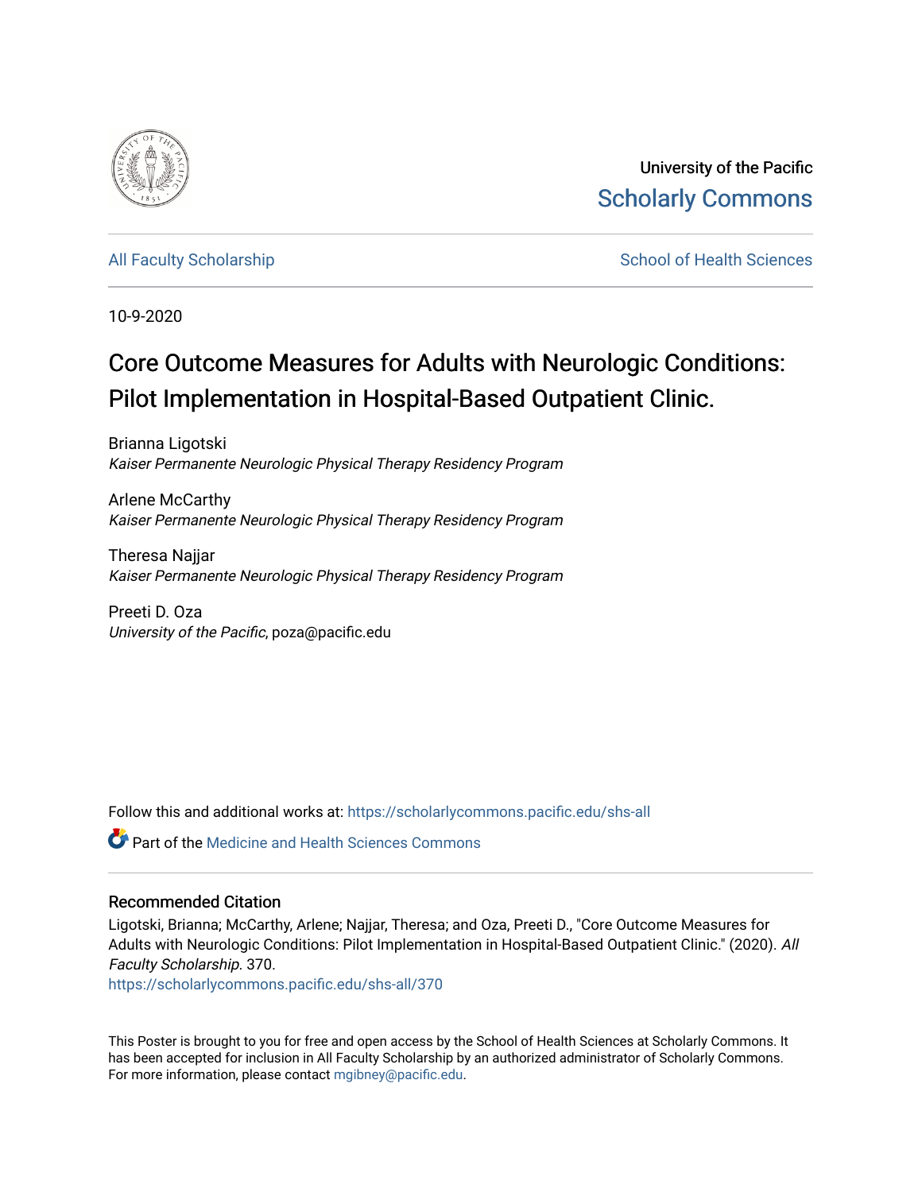University of the Pacific
Scholarly Commons

All Faculty Scholarship | School of Health Sciences

10-9-2020

# Core Outcome Measures for Adults with Neurologic Conditions: Pilot Implementation in Hospital-Based Outpatient Clinic.

Brianna Ligotski
*Kaiser Permanente Neurologic Physical Therapy Residency Program*

Arlene McCarthy
*Kaiser Permanente Neurologic Physical Therapy Residency Program*

Theresa Najjar
*Kaiser Permanente Neurologic Physical Therapy Residency Program*

Preeti D. Oza
*University of the Pacific*, poza@pacific.edu

Follow this and additional works at: https://scholarlycommons.pacific.edu/shs-all

Part of the Medicine and Health Sciences Commons

## Recommended Citation

Ligotski, Brianna; McCarthy, Arlene; Najjar, Theresa; and Oza, Preeti D., "Core Outcome Measures for Adults with Neurologic Conditions: Pilot Implementation in Hospital-Based Outpatient Clinic." (2020). *All Faculty Scholarship*. 370.
https://scholarlycommons.pacific.edu/shs-all/370

This Poster is brought to you for free and open access by the School of Health Sciences at Scholarly Commons. It has been accepted for inclusion in All Faculty Scholarship by an authorized administrator of Scholarly Commons. For more information, please contact mgibney@pacific.edu.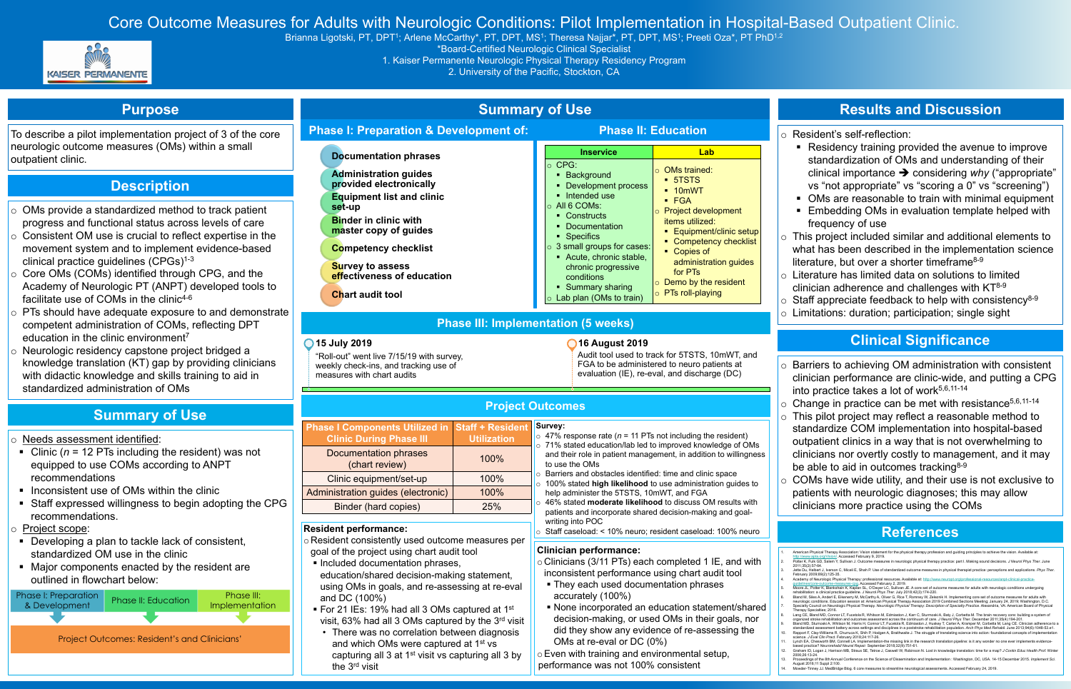# Core Outcome Measures for Adults with Neurologic Conditions: Pilot Implementation in Hospital-Based Outpatient Clinic.

Brianna Ligotski, PT, DPT[1]; Arlene McCarthy*, PT, DPT, MS[1]; Theresa Najjar*, PT, DPT, MS[1]; Preeti Oza*, PT PhD[1,2]

*Board-Certified Neurologic Clinical Specialist

1. Kaiser Permanente Neurologic Physical Therapy Residency Program

2. University of the Pacific, Stockton, CA

KAISER PERMANENTE

## Purpose

To describe a pilot implementation project of 3 of the core neurologic outcome measures (OMs) within a small outpatient clinic.

## Description

- OMs provide a standardized method to track patient progress and functional status across levels of care
- Consistent OM use is crucial to reflect expertise in the movement system and to implement evidence-based clinical practice guidelines (CPGs)[1-3]
- Core OMs (COMs) identified through CPG, and the Academy of Neurologic PT (ANPT) developed tools to facilitate use of COMs in the clinic[4-6]
- PTs should have adequate exposure to and demonstrate competent administration of COMs, reflecting DPT education in the clinic environment[7]
- Neurologic residency capstone project bridged a knowledge translation (KT) gap by providing clinicians with didactic knowledge and skills training to aid in standardized administration of OMs

## Summary of Use

- Needs assessment identified:
  - Clinic (*n* = 12 PTs including the resident) was not equipped to use COMs according to ANPT recommendations
  - Inconsistent use of OMs within the clinic
  - Staff expressed willingness to begin adopting the CPG recommendations.
- Project scope:
  - Developing a plan to tackle lack of consistent, standardized OM use in the clinic
  - Major components enacted by the resident are outlined in flowchart below:

Phase I: Preparation & Development → Phase II: Education → Phase III: Implementation

Project Outcomes: Resident's and Clinicians'

## Summary of Use

### Phase I: Preparation & Development of:

- Documentation phrases
- Administration guides provided electronically
- Equipment list and clinic set-up
- Binder in clinic with master copy of guides
- Competency checklist
- Survey to assess effectiveness of education
- Chart audit tool

### Phase II: Education

| Inservice | Lab |
|---|---|
| CPG: Background; Development process; Intended use. All 6 COMs: Constructs; Documentation; Specifics. 3 small groups for cases: Acute, chronic stable, chronic progressive conditions; Summary sharing. Lab plan (OMs to train) | OMs trained: 5TSTS; 10mWT; FGA. Project development items utilized: Equipment/clinic setup; Competency checklist; Copies of administration guides for PTs. Demo by the resident. PTs roll-playing |

### Phase III: Implementation (5 weeks)

**15 July 2019**
"Roll-out" went live 7/15/19 with survey, weekly check-ins, and tracking use of measures with chart audits

**16 August 2019**
Audit tool used to track for 5TSTS, 10mWT, and FGA to be administered to neuro patients at evaluation (IE), re-eval, and discharge (DC)

## Project Outcomes

| Phase I Components Utilized in Clinic During Phase III | Staff + Resident Utilization |
|---|---|
| Documentation phrases (chart review) | 100% |
| Clinic equipment/set-up | 100% |
| Administration guides (electronic) | 100% |
| Binder (hard copies) | 25% |

**Survey:**

- 47% response rate (*n* = 11 PTs not including the resident)
- 71% stated education/lab led to improved knowledge of OMs and their role in patient management, in addition to willingness to use the OMs
- Barriers and obstacles identified: time and clinic space
- 100% stated **high likelihood** to use administration guides to help administer the 5TSTS, 10mWT, and FGA
- 46% stated **moderate likelihood** to discuss OM results with patients and incorporate shared decision-making and goal-writing into POC
- Staff caseload: < 10% neuro; resident caseload: 100% neuro

**Resident performance:**

- Resident consistently used outcome measures per goal of the project using chart audit tool
  - Included documentation phrases, education/shared decision-making statement, using OMs in goals, and re-assessing at re-eval and DC (100%)
  - For 21 IEs: 19% had all 3 OMs captured at 1st visit, 63% had all 3 OMs captured by the 3rd visit
    - There was no correlation between diagnosis and which OMs were captured at 1st vs capturing all 3 at 1st visit vs capturing all 3 by the 3rd visit

**Clinician performance:**

- Clinicians (3/11 PTs) each completed 1 IE, and with inconsistent performance using chart audit tool
  - They each used documentation phrases accurately (100%)
  - None incorporated an education statement/shared decision-making, or used OMs in their goals, nor did they show any evidence of re-assessing the OMs at re-eval or DC (0%)
- Even with training and environmental setup, performance was not 100% consistent

## Results and Discussion

- Resident's self-reflection:
  - Residency training provided the avenue to improve standardization of OMs and understanding of their clinical importance ➔ considering *why* ("appropriate" vs "not appropriate" vs "scoring a 0" vs "screening")
  - OMs are reasonable to train with minimal equipment
  - Embedding OMs in evaluation template helped with frequency of use
- This project included similar and additional elements to what has been described in the implementation science literature, but over a shorter timeframe[8-9]
- Literature has limited data on solutions to limited clinician adherence and challenges with KT[8-9]
- Staff appreciate feedback to help with consistency[8-9]
- Limitations: duration; participation; single sight

## Clinical Significance

- Barriers to achieving OM administration with consistent clinician performance are clinic-wide, and putting a CPG into practice takes a lot of work[5,6,11-14]
- Change in practice can be met with resistance[5,6,11-14]
- This pilot project may reflect a reasonable method to standardize COM implementation into hospital-based outpatient clinics in a way that is not overwhelming to clinicians nor overtly costly to management, and it may be able to aid in outcomes tracking[8-9]
- COMs have wide utility, and their use is not exclusive to patients with neurologic diagnoses; this may allow clinicians more practice using the COMs

## References

1. American Physical Therapy Association: Vision statement for the physical therapy profession and guiding principles to achieve the vision. Available at: http://www.apta.org/Vision/. Accessed February 9, 2019.
2. Potter K, Fulk GD, Salem Y, Sullivan J. Outcome measures in neurologic physical therapy practice: part I. Making sound decisions. J Neurol Phys Ther. June 2011;35(2):57-64.
3. Jette DU, Halbert J, Iverson C, Miceli E, Shah P. Use of standardized outcome measures in physical therapist practice: perceptions and applications. Phys Ther. February 2009;89(2):125-35.
4. Academy of Neurologic Physical Therapy: professional resources. Available at: http://www.neuropt.org/professional-resources/anpt-clinical-practice-guidelines/core-outcome-measures-cpg. Accessed February 2, 2019.
5. Moore JL, Potter K, Blankshain K, Kaplan SL, O'Dwyer LC, Sullivan JE. A core set of outcome measures for adults with neurologic conditions undergoing rehabilitation: a clinical practice guideline. J Neurol Phys Ther. July 2018;42(3):174-220.
6. Bland M, Sites A, Andert E, Eikenerry M, McCarthy A, Oliver G, Rice T, Romney W, Zelenski H. Implementing core set of outcome measures for adults with neurologic conditions. Education session at: American Physical Therapy Association 2019 Combined Sections Meeting; January 24, 2019; Washington, D.C.
7. Specialty Council on Neurologic Physical Therapy. Neurologic Physical Therapy: Description of Specialty Practice. Alexandria, VA: American Board of Physical Therapy Specialties; 2016.
8. Lang CE, Bland MD, Connor LT, Fucetola R, Whitson M, Edmiaston J, Karr C, Sturmoski A, Baty J, Corbetta M. The brain recovery core: building a system of organized stroke rehabilitation and outcomes assessment across the continuum of care. J Neurol Phys Ther. December 2011;35(4):194-201.
9. Bland MD, Sturmoski A, Whitson M, Harris H, Connor LT, Fucetola R, Edmiaston J, Huskey T, Carter A, Kramper M, Corbetta M, Lang CE. Clinician adherence to a standardized assessment battery across settings and disciplines in a poststroke rehabilitation population. Arch Phys Med Rehabil. June 2013;94(6):1048-53.e1.
10. Rapport F, Clay-Williams R, Churruca K, Shih P, Hodgen A, Braithwaite J. The struggle of translating science into action: foundational concepts of implementation science. J Eval Clin Pract. February 2018;24:117-26.
11. Lynch EA, Chesworth BM, Connell LA. Implementation-the missing link in the research translation pipeline: is it any wonder no one ever implements evidence-based practice? Neurorehabil Neural Repair. September 2018;32(9):751-61.
12. Graham ID, Logan J, Harrison MB, Straus SE, Tetroe J, Caswell W, Robinson N. Lost in knowledge translation: time for a map? J Contin Educ Health Prof. Winter 2006;26:13-24.
13. Proceedings of the 8th Annual Conference on the Science of Dissemination and Implementation: Washington, DC, USA. 14-15 December 2015. Implement Sci. August 2016;11 Suppl 2:100.
14. Mowder-Tinney JJ. MedBridge Blog. 6 core measures to streamline neurological assessments. Accessed February 24, 2019.